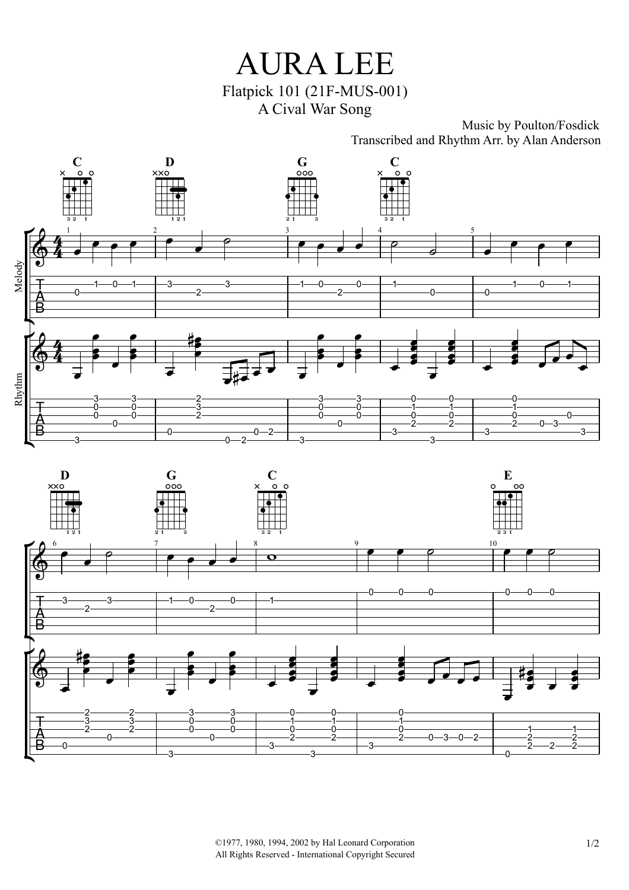# AURA LEE

Flatpick 101 (21F-MUS-001)

A Cival War Song

Music by Poulton/Fosdick

Transcribed and Rhythm Arr. by Alan Anderson

©1977, 1980, 1994, 2002 by Hal Leonard Corporation
All Rights Reserved - International Copyright Secured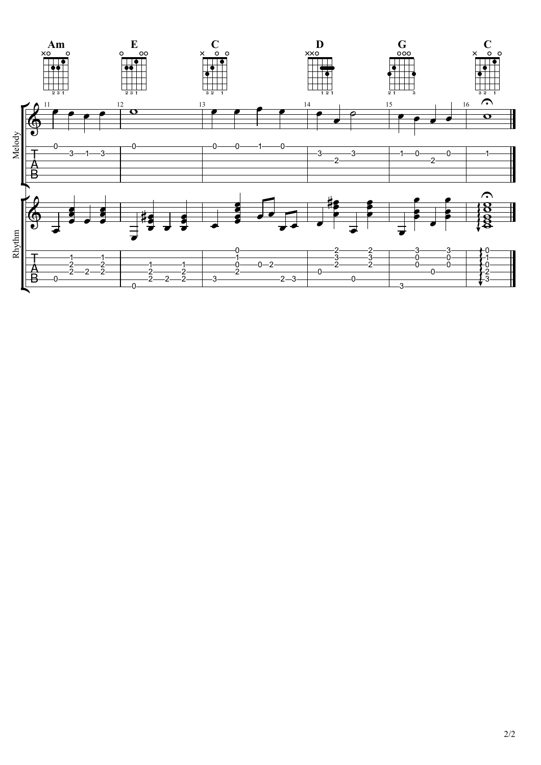Am E C D G C

Melody

Rhythm